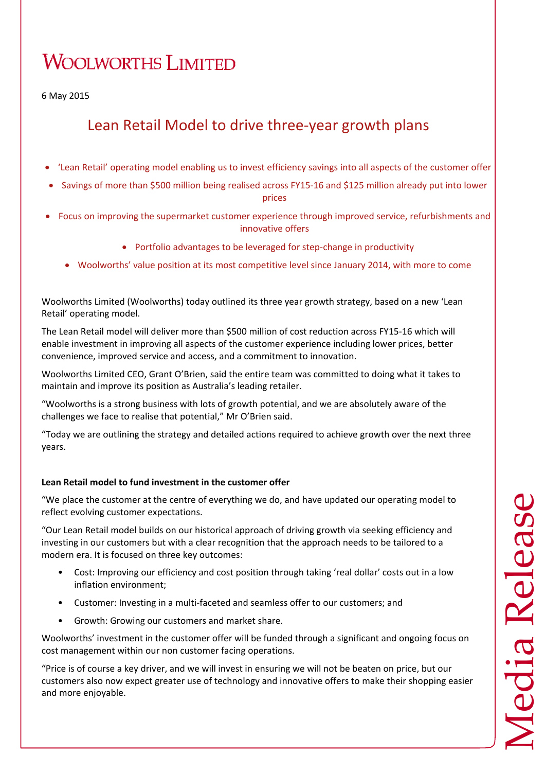# Woolworths Limited

6 May 2015

## Lean Retail Model to drive three-year growth plans

- 'Lean Retail' operating model enabling us to invest efficiency savings into all aspects of the customer offer
- Savings of more than $500 million being realised across FY15-16 and $125 million already put into lower prices
- Focus on improving the supermarket customer experience through improved service, refurbishments and innovative offers
- Portfolio advantages to be leveraged for step-change in productivity
- Woolworths' value position at its most competitive level since January 2014, with more to come

Woolworths Limited (Woolworths) today outlined its three year growth strategy, based on a new 'Lean Retail' operating model.

The Lean Retail model will deliver more than $500 million of cost reduction across FY15-16 which will enable investment in improving all aspects of the customer experience including lower prices, better convenience, improved service and access, and a commitment to innovation.

Woolworths Limited CEO, Grant O'Brien, said the entire team was committed to doing what it takes to maintain and improve its position as Australia's leading retailer.

"Woolworths is a strong business with lots of growth potential, and we are absolutely aware of the challenges we face to realise that potential," Mr O'Brien said.

"Today we are outlining the strategy and detailed actions required to achieve growth over the next three years.

**Lean Retail model to fund investment in the customer offer**

"We place the customer at the centre of everything we do, and have updated our operating model to reflect evolving customer expectations.

"Our Lean Retail model builds on our historical approach of driving growth via seeking efficiency and investing in our customers but with a clear recognition that the approach needs to be tailored to a modern era. It is focused on three key outcomes:

- Cost: Improving our efficiency and cost position through taking 'real dollar' costs out in a low inflation environment;
- Customer: Investing in a multi-faceted and seamless offer to our customers; and
- Growth: Growing our customers and market share.

Woolworths' investment in the customer offer will be funded through a significant and ongoing focus on cost management within our non customer facing operations.

"Price is of course a key driver, and we will invest in ensuring we will not be beaten on price, but our customers also now expect greater use of technology and innovative offers to make their shopping easier and more enjoyable.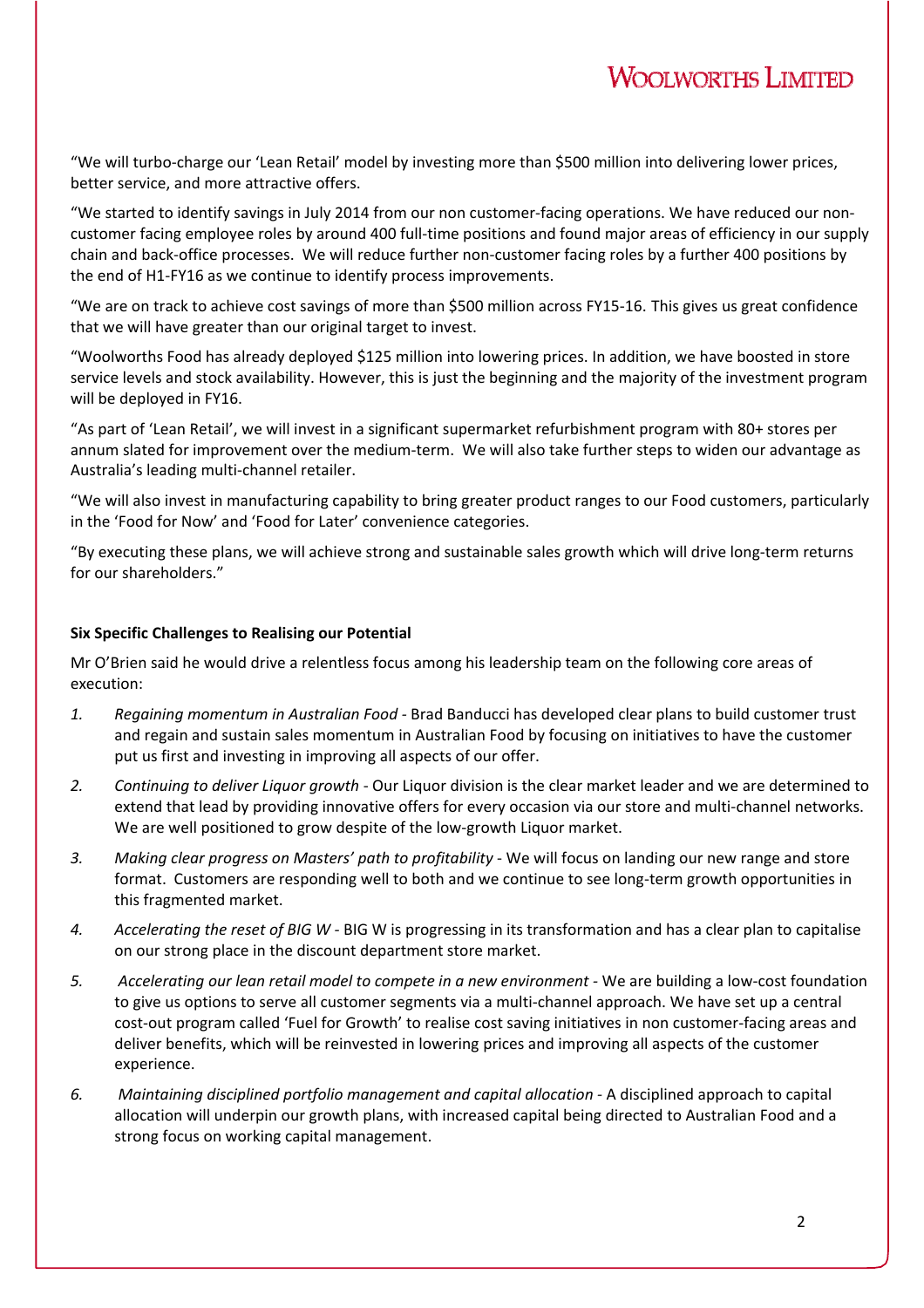"We will turbo-charge our 'Lean Retail' model by investing more than $500 million into delivering lower prices, better service, and more attractive offers.

"We started to identify savings in July 2014 from our non customer-facing operations. We have reduced our non-customer facing employee roles by around 400 full-time positions and found major areas of efficiency in our supply chain and back-office processes. We will reduce further non-customer facing roles by a further 400 positions by the end of H1-FY16 as we continue to identify process improvements.

"We are on track to achieve cost savings of more than $500 million across FY15-16. This gives us great confidence that we will have greater than our original target to invest.

"Woolworths Food has already deployed $125 million into lowering prices. In addition, we have boosted in store service levels and stock availability. However, this is just the beginning and the majority of the investment program will be deployed in FY16.

"As part of 'Lean Retail', we will invest in a significant supermarket refurbishment program with 80+ stores per annum slated for improvement over the medium-term. We will also take further steps to widen our advantage as Australia's leading multi-channel retailer.

"We will also invest in manufacturing capability to bring greater product ranges to our Food customers, particularly in the 'Food for Now' and 'Food for Later' convenience categories.

"By executing these plans, we will achieve strong and sustainable sales growth which will drive long-term returns for our shareholders."

**Six Specific Challenges to Realising our Potential**

Mr O'Brien said he would drive a relentless focus among his leadership team on the following core areas of execution:

1. *Regaining momentum in Australian Food* - Brad Banducci has developed clear plans to build customer trust and regain and sustain sales momentum in Australian Food by focusing on initiatives to have the customer put us first and investing in improving all aspects of our offer.
2. *Continuing to deliver Liquor growth* - Our Liquor division is the clear market leader and we are determined to extend that lead by providing innovative offers for every occasion via our store and multi-channel networks. We are well positioned to grow despite of the low-growth Liquor market.
3. *Making clear progress on Masters' path to profitability* - We will focus on landing our new range and store format. Customers are responding well to both and we continue to see long-term growth opportunities in this fragmented market.
4. *Accelerating the reset of BIG W* - BIG W is progressing in its transformation and has a clear plan to capitalise on our strong place in the discount department store market.
5. *Accelerating our lean retail model to compete in a new environment* - We are building a low-cost foundation to give us options to serve all customer segments via a multi-channel approach. We have set up a central cost-out program called 'Fuel for Growth' to realise cost saving initiatives in non customer-facing areas and deliver benefits, which will be reinvested in lowering prices and improving all aspects of the customer experience.
6. *Maintaining disciplined portfolio management and capital allocation* - A disciplined approach to capital allocation will underpin our growth plans, with increased capital being directed to Australian Food and a strong focus on working capital management.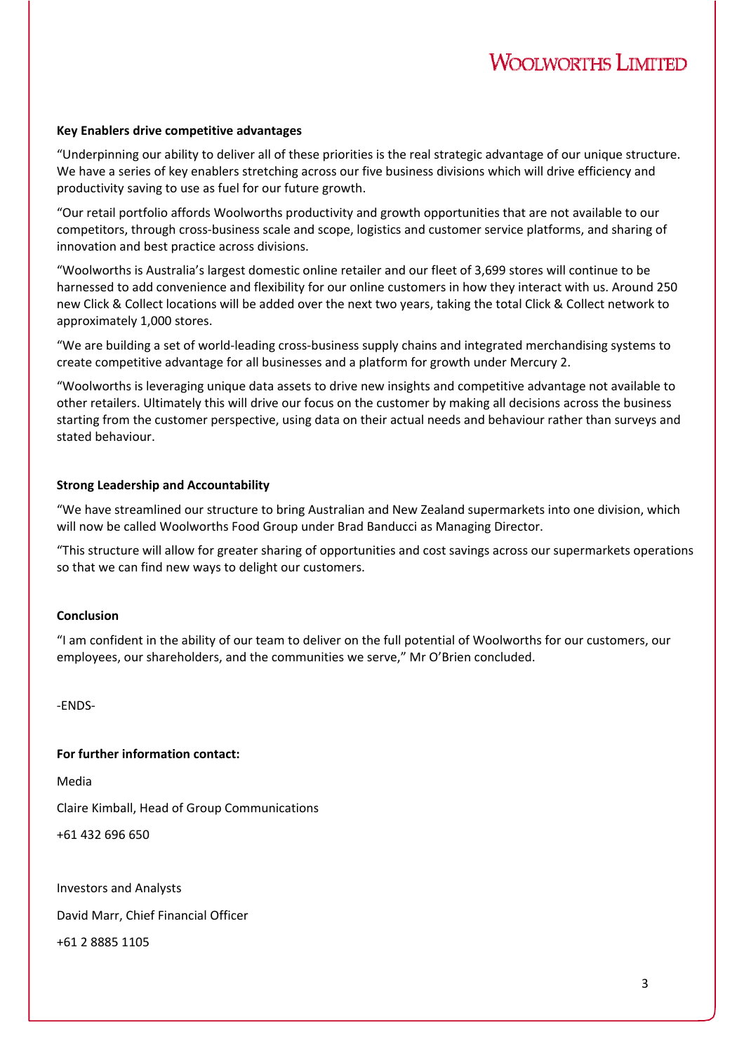**Key Enablers drive competitive advantages**

"Underpinning our ability to deliver all of these priorities is the real strategic advantage of our unique structure. We have a series of key enablers stretching across our five business divisions which will drive efficiency and productivity saving to use as fuel for our future growth.

"Our retail portfolio affords Woolworths productivity and growth opportunities that are not available to our competitors, through cross-business scale and scope, logistics and customer service platforms, and sharing of innovation and best practice across divisions.

"Woolworths is Australia's largest domestic online retailer and our fleet of 3,699 stores will continue to be harnessed to add convenience and flexibility for our online customers in how they interact with us. Around 250 new Click & Collect locations will be added over the next two years, taking the total Click & Collect network to approximately 1,000 stores.

"We are building a set of world-leading cross-business supply chains and integrated merchandising systems to create competitive advantage for all businesses and a platform for growth under Mercury 2.

"Woolworths is leveraging unique data assets to drive new insights and competitive advantage not available to other retailers. Ultimately this will drive our focus on the customer by making all decisions across the business starting from the customer perspective, using data on their actual needs and behaviour rather than surveys and stated behaviour.

**Strong Leadership and Accountability**

"We have streamlined our structure to bring Australian and New Zealand supermarkets into one division, which will now be called Woolworths Food Group under Brad Banducci as Managing Director.

"This structure will allow for greater sharing of opportunities and cost savings across our supermarkets operations so that we can find new ways to delight our customers.

**Conclusion**

"I am confident in the ability of our team to deliver on the full potential of Woolworths for our customers, our employees, our shareholders, and the communities we serve," Mr O'Brien concluded.

-ENDS-

**For further information contact:**

Media

Claire Kimball, Head of Group Communications

+61 432 696 650

Investors and Analysts

David Marr, Chief Financial Officer

+61 2 8885 1105